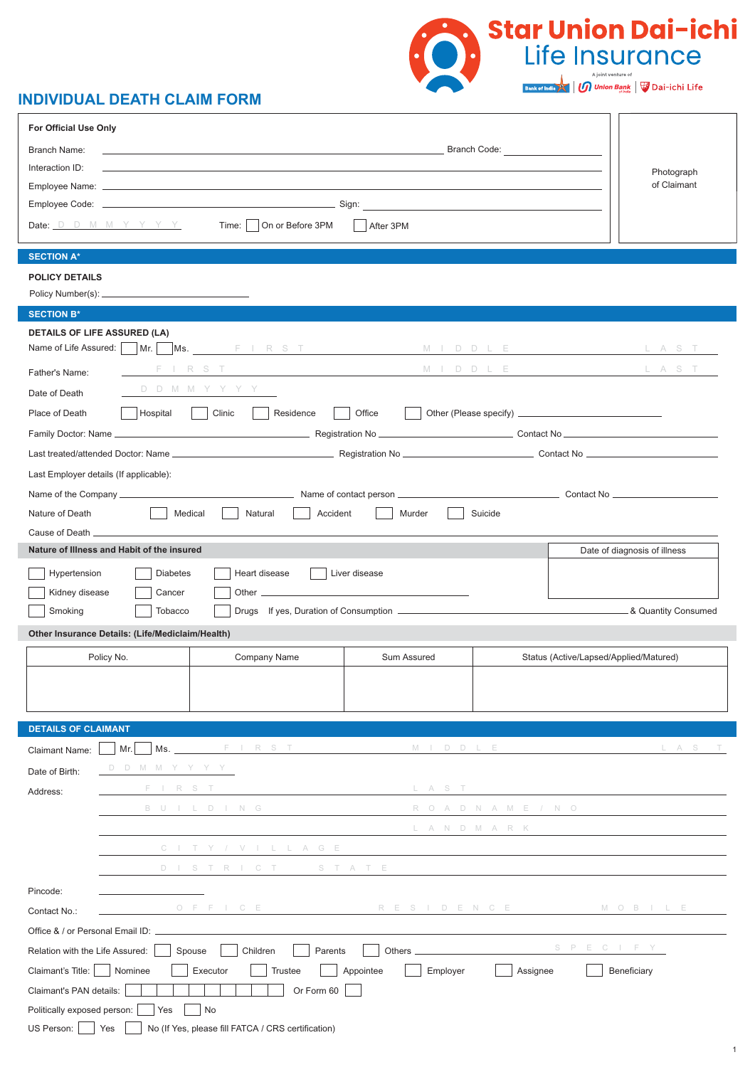Star Union Dai-ichi Life Insurance

A joint venture of Bank of India | Union Bank of India | Dai-ichi Life

# INDIVIDUAL DEATH CLAIM FORM

**For Official Use Only**

Branch Name: ______________________ Branch Code: ____________

Interaction ID: ______________________

Employee Name: ______________________

Employee Code: ______________________ Sign: ______________________

Date: D D M M Y Y Y Y   Time: ☐ On or Before 3PM ☐ After 3PM

Photograph of Claimant

## SECTION A*

**POLICY DETAILS**

Policy Number(s): ______________________

## SECTION B*

**DETAILS OF LIFE ASSURED (LA)**

Name of Life Assured: ☐ Mr. ☐ Ms. FIRST ____ MIDDLE ____ LAST ____

Father's Name: FIRST ____ MIDDLE ____ LAST ____

Date of Death: D D M M Y Y Y Y

Place of Death: ☐ Hospital ☐ Clinic ☐ Residence ☐ Office ☐ Other (Please specify) ____________

Family Doctor: Name ____________ Registration No ____________ Contact No ____________

Last treated/attended Doctor: Name ____________ Registration No ____________ Contact No ____________

Last Employer details (If applicable):

Name of the Company ____________ Name of contact person ____________ Contact No ____________

Nature of Death: ☐ Medical ☐ Natural ☐ Accident ☐ Murder ☐ Suicide

Cause of Death ______________________

**Nature of Illness and Habit of the insured**

☐ Hypertension ☐ Diabetes ☐ Heart disease ☐ Liver disease

☐ Kidney disease ☐ Cancer ☐ Other ____________

☐ Smoking ☐ Tobacco ☐ Drugs  If yes, Duration of Consumption ____________ & Quantity Consumed

Date of diagnosis of illness: ____________

**Other Insurance Details: (Life/Mediclaim/Health)**

| Policy No. | Company Name | Sum Assured | Status (Active/Lapsed/Applied/Matured) |
|---|---|---|---|
| | | | |

## DETAILS OF CLAIMANT

Claimant Name: ☐ Mr. ☐ Ms. FIRST ____ MIDDLE ____ LAST ____

Date of Birth: D D M M Y Y Y Y

Address:
FIRST ____ LAST ____
BUILDING ____ ROAD NAME / NO ____
LANDMARK ____
CITY / VILLAGE ____
DISTRICT ____ STATE ____

Pincode: ____________

Contact No.: OFFICE ____ RESIDENCE ____ MOBILE ____

Office & / or Personal Email ID: ______________________

Relation with the Life Assured: ☐ Spouse ☐ Children ☐ Parents ☐ Others ____ SPECIFY

Claimant's Title: ☐ Nominee ☐ Executor ☐ Trustee ☐ Appointee ☐ Employer ☐ Assignee ☐ Beneficiary

Claimant's PAN details: ☐☐☐☐☐☐☐☐☐☐ Or Form 60 ☐

Politically exposed person: ☐ Yes ☐ No

US Person: ☐ Yes ☐ No (If Yes, please fill FATCA / CRS certification)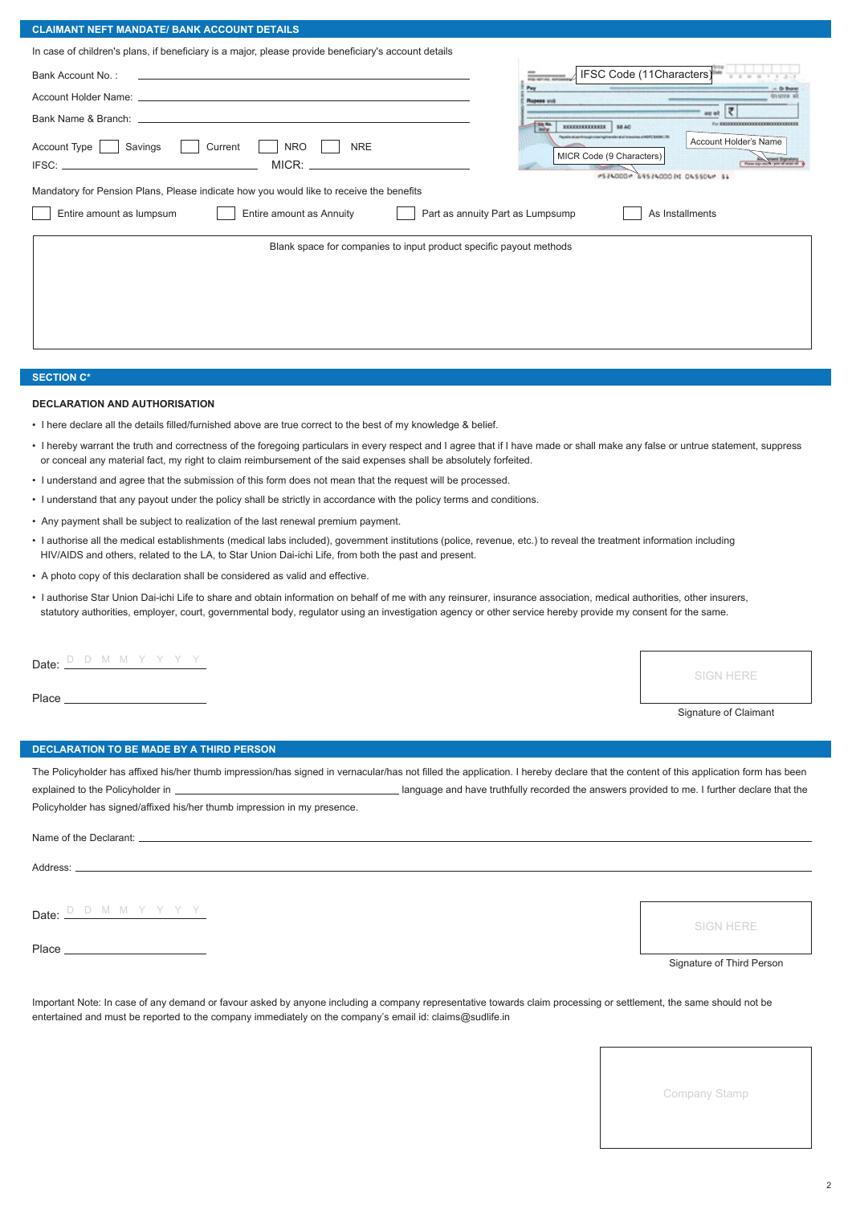## CLAIMANT NEFT MANDATE/ BANK ACCOUNT DETAILS

In case of children's plans, if beneficiary is a major, please provide beneficiary's account details

Bank Account No. : ____________________

Account Holder Name: ____________________

Bank Name & Branch: ____________________

Account Type ☐ Savings ☐ Current ☐ NRO ☐ NRE

IFSC: ____________________ MICR: ____________________

IFSC Code (11Characters)

Account Holder's Name

MICR Code (9 Characters)

Mandatory for Pension Plans, Please indicate how you would like to receive the benefits

☐ Entire amount as lumpsum ☐ Entire amount as Annuity ☐ Part as annuity Part as Lumpsump ☐ As Installments

Blank space for companies to input product specific payout methods

## SECTION C*

### DECLARATION AND AUTHORISATION

- I here declare all the details filled/furnished above are true correct to the best of my knowledge & belief.
- I hereby warrant the truth and correctness of the foregoing particulars in every respect and I agree that if I have made or shall make any false or untrue statement, suppress or conceal any material fact, my right to claim reimbursement of the said expenses shall be absolutely forfeited.
- I understand and agree that the submission of this form does not mean that the request will be processed.
- I understand that any payout under the policy shall be strictly in accordance with the policy terms and conditions.
- Any payment shall be subject to realization of the last renewal premium payment.
- I authorise all the medical establishments (medical labs included), government institutions (police, revenue, etc.) to reveal the treatment information including HIV/AIDS and others, related to the LA, to Star Union Dai-ichi Life, from both the past and present.
- A photo copy of this declaration shall be considered as valid and effective.
- I authorise Star Union Dai-ichi Life to share and obtain information on behalf of me with any reinsurer, insurance association, medical authorities, other insurers, statutory authorities, employer, court, governmental body, regulator using an investigation agency or other service hereby provide my consent for the same.

Date: D D M M Y Y Y Y

Place ____________________

SIGN HERE

Signature of Claimant

## DECLARATION TO BE MADE BY A THIRD PERSON

The Policyholder has affixed his/her thumb impression/has signed in vernacular/has not filled the application. I hereby declare that the content of this application form has been explained to the Policyholder in ____________________ language and have truthfully recorded the answers provided to me. I further declare that the Policyholder has signed/affixed his/her thumb impression in my presence.

Name of the Declarant: ____________________

Address: ____________________

Date: D D M M Y Y Y Y

Place ____________________

SIGN HERE

Signature of Third Person

Important Note: In case of any demand or favour asked by anyone including a company representative towards claim processing or settlement, the same should not be entertained and must be reported to the company immediately on the company's email id: claims@sudlife.in

Company Stamp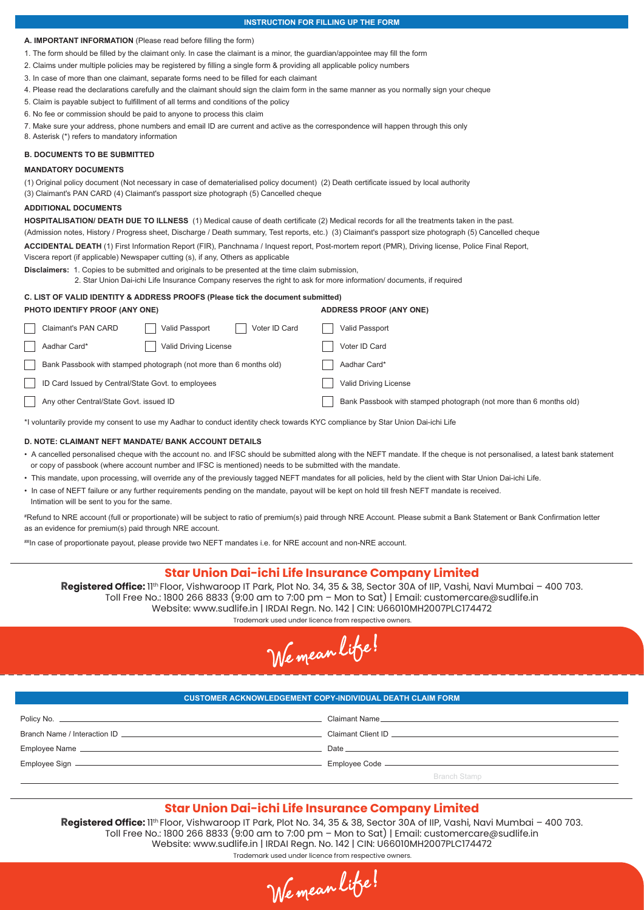## INSTRUCTION FOR FILLING UP THE FORM

**A. IMPORTANT INFORMATION** (Please read before filling the form)

1. The form should be filled by the claimant only. In case the claimant is a minor, the guardian/appointee may fill the form
2. Claims under multiple policies may be registered by filling a single form & providing all applicable policy numbers
3. In case of more than one claimant, separate forms need to be filled for each claimant
4. Please read the declarations carefully and the claimant should sign the claim form in the same manner as you normally sign your cheque
5. Claim is payable subject to fulfillment of all terms and conditions of the policy
6. No fee or commission should be paid to anyone to process this claim
7. Make sure your address, phone numbers and email ID are current and active as the correspondence will happen through this only
8. Asterisk (*) refers to mandatory information

**B. DOCUMENTS TO BE SUBMITTED**

**MANDATORY DOCUMENTS**

(1) Original policy document (Not necessary in case of dematerialised policy document) (2) Death certificate issued by local authority
(3) Claimant's PAN CARD (4) Claimant's passport size photograph (5) Cancelled cheque

**ADDITIONAL DOCUMENTS**

**HOSPITALISATION/ DEATH DUE TO ILLNESS** (1) Medical cause of death certificate (2) Medical records for all the treatments taken in the past.
(Admission notes, History / Progress sheet, Discharge / Death summary, Test reports, etc.) (3) Claimant's passport size photograph (5) Cancelled cheque

**ACCIDENTAL DEATH** (1) First Information Report (FIR), Panchnama / Inquest report, Post-mortem report (PMR), Driving license, Police Final Report, Viscera report (if applicable) Newspaper cutting (s), if any, Others as applicable

**Disclaimers:** 1. Copies to be submitted and originals to be presented at the time claim submission,
2. Star Union Dai-ichi Life Insurance Company reserves the right to ask for more information/ documents, if required

**C. LIST OF VALID IDENTITY & ADDRESS PROOFS (Please tick the document submitted)**

| PHOTO IDENTIFY PROOF (ANY ONE) | | | ADDRESS PROOF (ANY ONE) |
|---|---|---|---|
| ☐ Claimant's PAN CARD | ☐ Valid Passport | ☐ Voter ID Card | ☐ Valid Passport |
| ☐ Aadhar Card* | ☐ Valid Driving License | | ☐ Voter ID Card |
| ☐ Bank Passbook with stamped photograph (not more than 6 months old) | | | ☐ Aadhar Card* |
| ☐ ID Card Issued by Central/State Govt. to employees | | | ☐ Valid Driving License |
| ☐ Any other Central/State Govt. issued ID | | | ☐ Bank Passbook with stamped photograph (not more than 6 months old) |

*I voluntarily provide my consent to use my Aadhar to conduct identity check towards KYC compliance by Star Union Dai-ichi Life

**D. NOTE: CLAIMANT NEFT MANDATE/ BANK ACCOUNT DETAILS**

- A cancelled personalised cheque with the account no. and IFSC should be submitted along with the NEFT mandate. If the cheque is not personalised, a latest bank statement or copy of passbook (where account number and IFSC is mentioned) needs to be submitted with the mandate.
- This mandate, upon processing, will override any of the previously tagged NEFT mandates for all policies, held by the client with Star Union Dai-ichi Life.
- In case of NEFT failure or any further requirements pending on the mandate, payout will be kept on hold till fresh NEFT mandate is received. Intimation will be sent to you for the same.

#Refund to NRE account (full or proportionate) will be subject to ratio of premium(s) paid through NRE Account. Please submit a Bank Statement or Bank Confirmation letter as an evidence for premium(s) paid through NRE account.

##In case of proportionate payout, please provide two NEFT mandates i.e. for NRE account and non-NRE account.

**Star Union Dai-ichi Life Insurance Company Limited**

**Registered Office:** 11th Floor, Vishwaroop IT Park, Plot No. 34, 35 & 38, Sector 30A of IIP, Vashi, Navi Mumbai – 400 703.
Toll Free No.: 1800 266 8833 (9:00 am to 7:00 pm – Mon to Sat) | Email: customercare@sudlife.in
Website: www.sudlife.in | IRDAI Regn. No. 142 | CIN: U66010MH2007PLC174472
Trademark used under licence from respective owners.

We mean Life!

## CUSTOMER ACKNOWLEDGEMENT COPY-INDIVIDUAL DEATH CLAIM FORM

Policy No. ______________________ Claimant Name ______________________

Branch Name / Interaction ID ______________________ Claimant Client ID ______________________

Employee Name ______________________ Date ______________________

Employee Sign ______________________ Employee Code ______________________

Branch Stamp

**Star Union Dai-ichi Life Insurance Company Limited**

**Registered Office:** 11th Floor, Vishwaroop IT Park, Plot No. 34, 35 & 38, Sector 30A of IIP, Vashi, Navi Mumbai – 400 703.
Toll Free No.: 1800 266 8833 (9:00 am to 7:00 pm – Mon to Sat) | Email: customercare@sudlife.in
Website: www.sudlife.in | IRDAI Regn. No. 142 | CIN: U66010MH2007PLC174472
Trademark used under licence from respective owners.

We mean Life!